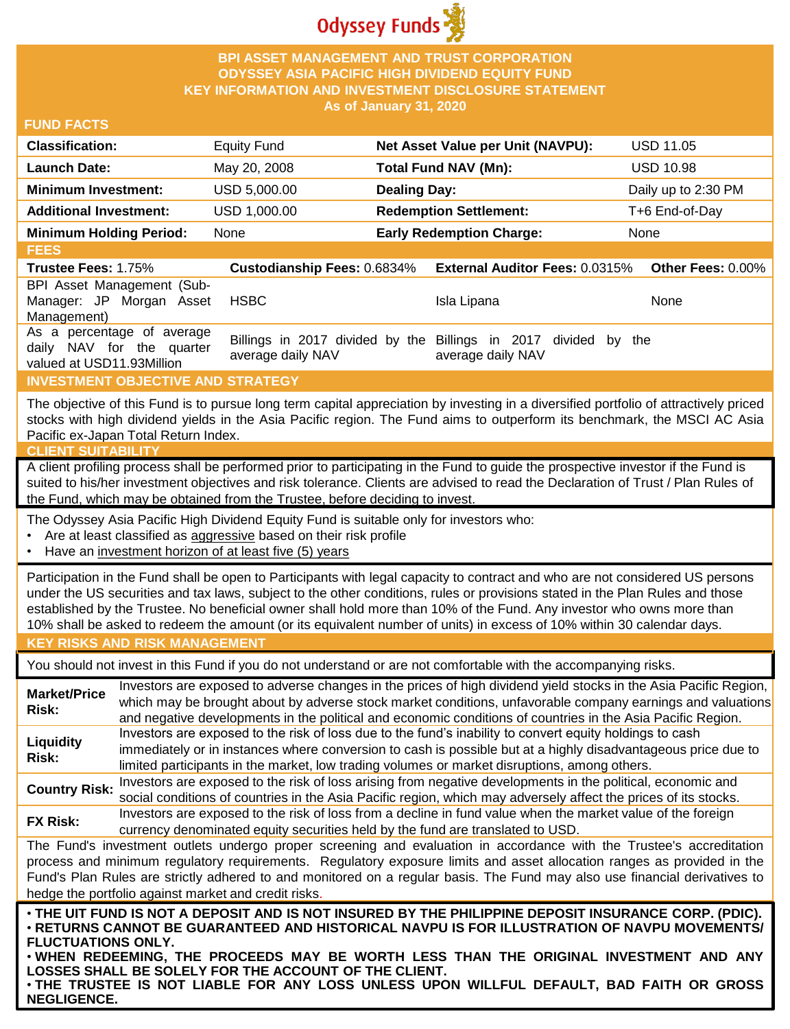Odyssey Funds

# BPI ASSET MANAGEMENT AND TRUST CORPORATION
# ODYSSEY ASIA PACIFIC HIGH DIVIDEND EQUITY FUND
# KEY INFORMATION AND INVESTMENT DISCLOSURE STATEMENT
**As of January 31, 2020**

## FUND FACTS

| | | | |
|---|---|---|---|
| **Classification:** | Equity Fund | **Net Asset Value per Unit (NAVPU):** | USD 11.05 |
| **Launch Date:** | May 20, 2008 | **Total Fund NAV (Mn):** | USD 10.98 |
| **Minimum Investment:** | USD 5,000.00 | **Dealing Day:** | Daily up to 2:30 PM |
| **Additional Investment:** | USD 1,000.00 | **Redemption Settlement:** | T+6 End-of-Day |
| **Minimum Holding Period:** | None | **Early Redemption Charge:** | None |

## FEES

| **Trustee Fees:** 1.75% | **Custodianship Fees:** 0.6834% | **External Auditor Fees:** 0.0315% | **Other Fees:** 0.00% |
|---|---|---|---|
| BPI Asset Management (Sub-Manager: JP Morgan Asset Management) | HSBC | Isla Lipana | None |
| As a percentage of average daily NAV for the quarter valued at USD11.93Million | Billings in 2017 divided by the average daily NAV | Billings in 2017 divided by the average daily NAV | |

## INVESTMENT OBJECTIVE AND STRATEGY

The objective of this Fund is to pursue long term capital appreciation by investing in a diversified portfolio of attractively priced stocks with high dividend yields in the Asia Pacific region. The Fund aims to outperform its benchmark, the MSCI AC Asia Pacific ex-Japan Total Return Index.

## CLIENT SUITABILITY

A client profiling process shall be performed prior to participating in the Fund to guide the prospective investor if the Fund is suited to his/her investment objectives and risk tolerance. Clients are advised to read the Declaration of Trust / Plan Rules of the Fund, which may be obtained from the Trustee, before deciding to invest.

The Odyssey Asia Pacific High Dividend Equity Fund is suitable only for investors who:

- Are at least classified as aggressive based on their risk profile
- Have an investment horizon of at least five (5) years

Participation in the Fund shall be open to Participants with legal capacity to contract and who are not considered US persons under the US securities and tax laws, subject to the other conditions, rules or provisions stated in the Plan Rules and those established by the Trustee. No beneficial owner shall hold more than 10% of the Fund. Any investor who owns more than 10% shall be asked to redeem the amount (or its equivalent number of units) in excess of 10% within 30 calendar days.

## KEY RISKS AND RISK MANAGEMENT

You should not invest in this Fund if you do not understand or are not comfortable with the accompanying risks.

| | |
|---|---|
| **Market/Price Risk:** | Investors are exposed to adverse changes in the prices of high dividend yield stocks in the Asia Pacific Region, which may be brought about by adverse stock market conditions, unfavorable company earnings and valuations and negative developments in the political and economic conditions of countries in the Asia Pacific Region. |
| **Liquidity Risk:** | Investors are exposed to the risk of loss due to the fund's inability to convert equity holdings to cash immediately or in instances where conversion to cash is possible but at a highly disadvantageous price due to limited participants in the market, low trading volumes or market disruptions, among others. |
| **Country Risk:** | Investors are exposed to the risk of loss arising from negative developments in the political, economic and social conditions of countries in the Asia Pacific region, which may adversely affect the prices of its stocks. |
| **FX Risk:** | Investors are exposed to the risk of loss from a decline in fund value when the market value of the foreign currency denominated equity securities held by the fund are translated to USD. |

The Fund's investment outlets undergo proper screening and evaluation in accordance with the Trustee's accreditation process and minimum regulatory requirements. Regulatory exposure limits and asset allocation ranges as provided in the Fund's Plan Rules are strictly adhered to and monitored on a regular basis. The Fund may also use financial derivatives to hedge the portfolio against market and credit risks.

- **THE UIT FUND IS NOT A DEPOSIT AND IS NOT INSURED BY THE PHILIPPINE DEPOSIT INSURANCE CORP. (PDIC).**
- **RETURNS CANNOT BE GUARANTEED AND HISTORICAL NAVPU IS FOR ILLUSTRATION OF NAVPU MOVEMENTS/ FLUCTUATIONS ONLY.**
- **WHEN REDEEMING, THE PROCEEDS MAY BE WORTH LESS THAN THE ORIGINAL INVESTMENT AND ANY LOSSES SHALL BE SOLELY FOR THE ACCOUNT OF THE CLIENT.**
- **THE TRUSTEE IS NOT LIABLE FOR ANY LOSS UNLESS UPON WILLFUL DEFAULT, BAD FAITH OR GROSS NEGLIGENCE.**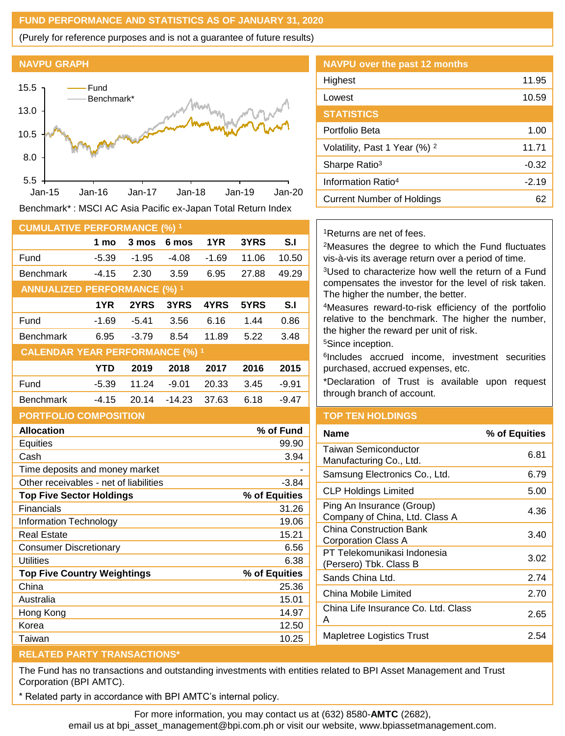## FUND PERFORMANCE AND STATISTICS AS OF JANUARY 31, 2020

(Purely for reference purposes and is not a guarantee of future results)

### NAVPU GRAPH

Benchmark* : MSCI AC Asia Pacific ex-Japan Total Return Index

### NAVPU over the past 12 months

| | |
|---|---|
| Highest | 11.95 |
| Lowest | 10.59 |

### STATISTICS

| | |
|---|---|
| Portfolio Beta | 1.00 |
| Volatility, Past 1 Year (%) [2] | 11.71 |
| Sharpe Ratio[3] | -0.32 |
| Information Ratio[4] | -2.19 |
| Current Number of Holdings | 62 |

### CUMULATIVE PERFORMANCE (%) [1]

| | 1 mo | 3 mos | 6 mos | 1YR | 3YRS | S.I |
|---|---|---|---|---|---|---|
| Fund | -5.39 | -1.95 | -4.08 | -1.69 | 11.06 | 10.50 |
| Benchmark | -4.15 | 2.30 | 3.59 | 6.95 | 27.88 | 49.29 |

### ANNUALIZED PERFORMANCE (%) [1]

| | 1YR | 2YRS | 3YRS | 4YRS | 5YRS | S.I |
|---|---|---|---|---|---|---|
| Fund | -1.69 | -5.41 | 3.56 | 6.16 | 1.44 | 0.86 |
| Benchmark | 6.95 | -3.79 | 8.54 | 11.89 | 5.22 | 3.48 |

### CALENDAR YEAR PERFORMANCE (%) [1]

| | YTD | 2019 | 2018 | 2017 | 2016 | 2015 |
|---|---|---|---|---|---|---|
| Fund | -5.39 | 11.24 | -9.01 | 20.33 | 3.45 | -9.91 |
| Benchmark | -4.15 | 20.14 | -14.23 | 37.63 | 6.18 | -9.47 |

[1]Returns are net of fees.

[2]Measures the degree to which the Fund fluctuates vis-à-vis its average return over a period of time.

[3]Used to characterize how well the return of a Fund compensates the investor for the level of risk taken. The higher the number, the better.

[4]Measures reward-to-risk efficiency of the portfolio relative to the benchmark. The higher the number, the higher the reward per unit of risk.

[5]Since inception.

[6]Includes accrued income, investment securities purchased, accrued expenses, etc.

*Declaration of Trust is available upon request through branch of account.

### PORTFOLIO COMPOSITION

| **Allocation** | **% of Fund** |
|---|---|
| Equities | 99.90 |
| Cash | 3.94 |
| Time deposits and money market | - |
| Other receivables - net of liabilities | -3.84 |
| **Top Five Sector Holdings** | **% of Equities** |
| Financials | 31.26 |
| Information Technology | 19.06 |
| Real Estate | 15.21 |
| Consumer Discretionary | 6.56 |
| Utilities | 6.38 |
| **Top Five Country Weightings** | **% of Equities** |
| China | 25.36 |
| Australia | 15.01 |
| Hong Kong | 14.97 |
| Korea | 12.50 |
| Taiwan | 10.25 |

### TOP TEN HOLDINGS

| Name | % of Equities |
|---|---|
| Taiwan Semiconductor Manufacturing Co., Ltd. | 6.81 |
| Samsung Electronics Co., Ltd. | 6.79 |
| CLP Holdings Limited | 5.00 |
| Ping An Insurance (Group) Company of China, Ltd. Class A | 4.36 |
| China Construction Bank Corporation Class A | 3.40 |
| PT Telekomunikasi Indonesia (Persero) Tbk. Class B | 3.02 |
| Sands China Ltd. | 2.74 |
| China Mobile Limited | 2.70 |
| China Life Insurance Co. Ltd. Class A | 2.65 |
| Mapletree Logistics Trust | 2.54 |

### RELATED PARTY TRANSACTIONS*

The Fund has no transactions and outstanding investments with entities related to BPI Asset Management and Trust Corporation (BPI AMTC).

* Related party in accordance with BPI AMTC's internal policy.

For more information, you may contact us at (632) 8580-**AMTC** (2682), email us at bpi_asset_management@bpi.com.ph or visit our website, www.bpiassetmanagement.com.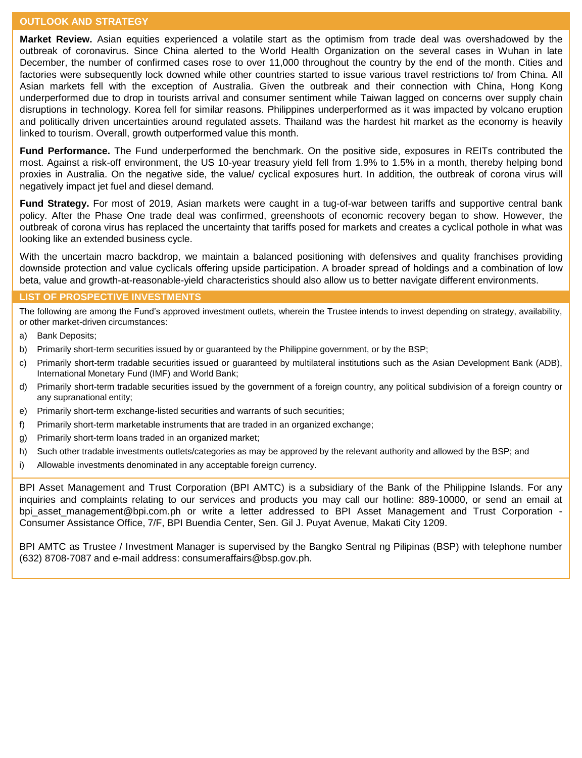## OUTLOOK AND STRATEGY

**Market Review.** Asian equities experienced a volatile start as the optimism from trade deal was overshadowed by the outbreak of coronavirus. Since China alerted to the World Health Organization on the several cases in Wuhan in late December, the number of confirmed cases rose to over 11,000 throughout the country by the end of the month. Cities and factories were subsequently lock downed while other countries started to issue various travel restrictions to/ from China. All Asian markets fell with the exception of Australia. Given the outbreak and their connection with China, Hong Kong underperformed due to drop in tourists arrival and consumer sentiment while Taiwan lagged on concerns over supply chain disruptions in technology. Korea fell for similar reasons. Philippines underperformed as it was impacted by volcano eruption and politically driven uncertainties around regulated assets. Thailand was the hardest hit market as the economy is heavily linked to tourism. Overall, growth outperformed value this month.

**Fund Performance.** The Fund underperformed the benchmark. On the positive side, exposures in REITs contributed the most. Against a risk-off environment, the US 10-year treasury yield fell from 1.9% to 1.5% in a month, thereby helping bond proxies in Australia. On the negative side, the value/ cyclical exposures hurt. In addition, the outbreak of corona virus will negatively impact jet fuel and diesel demand.

**Fund Strategy.** For most of 2019, Asian markets were caught in a tug-of-war between tariffs and supportive central bank policy. After the Phase One trade deal was confirmed, greenshoots of economic recovery began to show. However, the outbreak of corona virus has replaced the uncertainty that tariffs posed for markets and creates a cyclical pothole in what was looking like an extended business cycle.

With the uncertain macro backdrop, we maintain a balanced positioning with defensives and quality franchises providing downside protection and value cyclicals offering upside participation. A broader spread of holdings and a combination of low beta, value and growth-at-reasonable-yield characteristics should also allow us to better navigate different environments.

## LIST OF PROSPECTIVE INVESTMENTS

The following are among the Fund's approved investment outlets, wherein the Trustee intends to invest depending on strategy, availability, or other market-driven circumstances:

a) Bank Deposits;
b) Primarily short-term securities issued by or guaranteed by the Philippine government, or by the BSP;
c) Primarily short-term tradable securities issued or guaranteed by multilateral institutions such as the Asian Development Bank (ADB), International Monetary Fund (IMF) and World Bank;
d) Primarily short-term tradable securities issued by the government of a foreign country, any political subdivision of a foreign country or any supranational entity;
e) Primarily short-term exchange-listed securities and warrants of such securities;
f) Primarily short-term marketable instruments that are traded in an organized exchange;
g) Primarily short-term loans traded in an organized market;
h) Such other tradable investments outlets/categories as may be approved by the relevant authority and allowed by the BSP; and
i) Allowable investments denominated in any acceptable foreign currency.

BPI Asset Management and Trust Corporation (BPI AMTC) is a subsidiary of the Bank of the Philippine Islands. For any inquiries and complaints relating to our services and products you may call our hotline: 889-10000, or send an email at bpi_asset_management@bpi.com.ph or write a letter addressed to BPI Asset Management and Trust Corporation - Consumer Assistance Office, 7/F, BPI Buendia Center, Sen. Gil J. Puyat Avenue, Makati City 1209.

BPI AMTC as Trustee / Investment Manager is supervised by the Bangko Sentral ng Pilipinas (BSP) with telephone number (632) 8708-7087 and e-mail address: consumeraffairs@bsp.gov.ph.